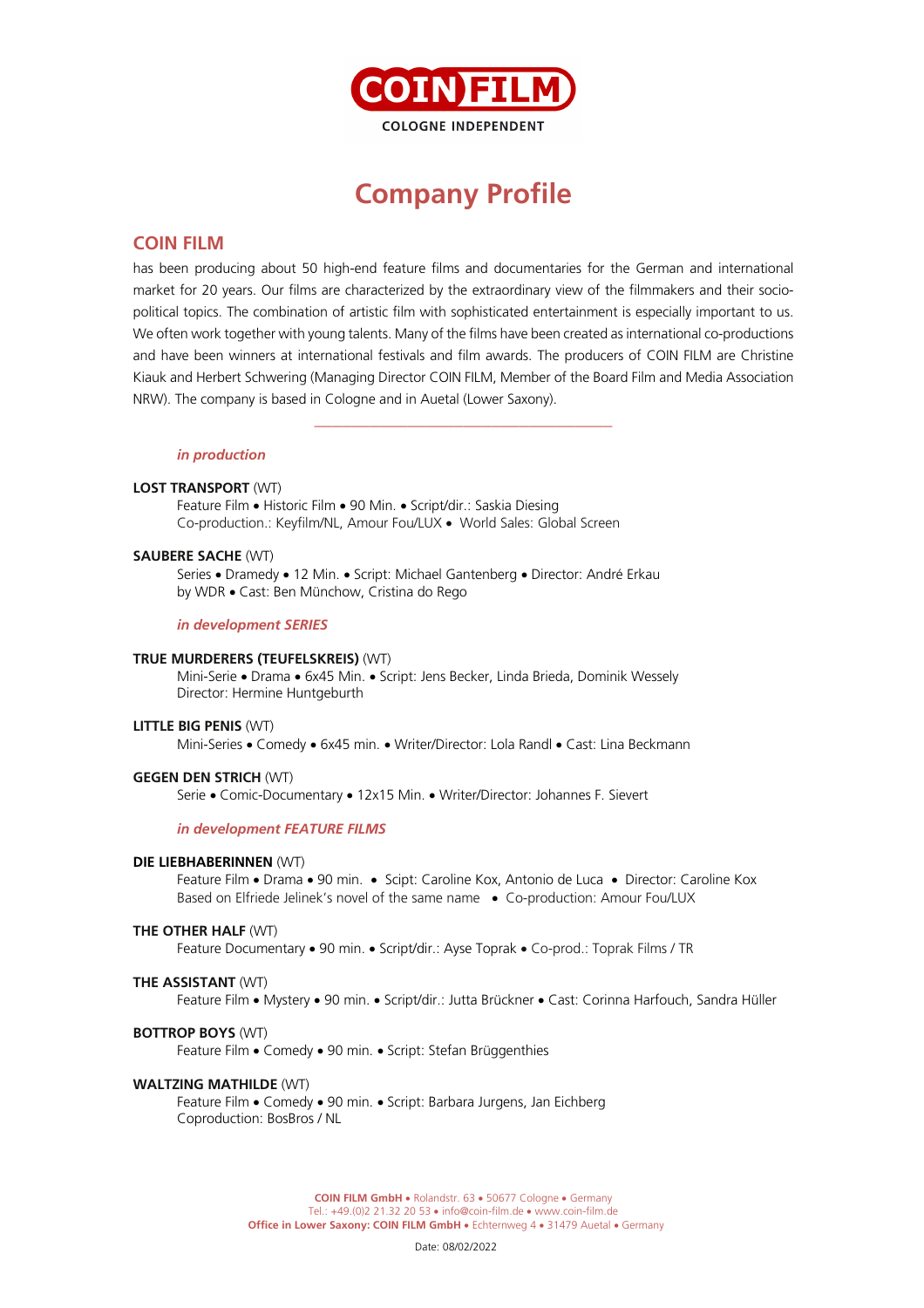COIN FILM
COLOGNE INDEPENDENT

# Company Profile

## COIN FILM

has been producing about 50 high-end feature films and documentaries for the German and international market for 20 years. Our films are characterized by the extraordinary view of the filmmakers and their socio-political topics. The combination of artistic film with sophisticated entertainment is especially important to us. We often work together with young talents. Many of the films have been created as international co-productions and have been winners at international festivals and film awards. The producers of COIN FILM are Christine Kiauk and Herbert Schwering (Managing Director COIN FILM, Member of the Board Film and Media Association NRW). The company is based in Cologne and in Auetal (Lower Saxony).

---

### *in production*

**LOST TRANSPORT** (WT)
Feature Film • Historic Film • 90 Min. • Script/dir.: Saskia Diesing
Co-production.: Keyfilm/NL, Amour Fou/LUX • World Sales: Global Screen

**SAUBERE SACHE** (WT)
Series • Dramedy • 12 Min. • Script: Michael Gantenberg • Director: André Erkau
by WDR • Cast: Ben Münchow, Cristina do Rego

### *in development SERIES*

**TRUE MURDERERS (TEUFELSKREIS)** (WT)
Mini-Serie • Drama • 6x45 Min. • Script: Jens Becker, Linda Brieda, Dominik Wessely
Director: Hermine Huntgeburth

**LITTLE BIG PENIS** (WT)
Mini-Series • Comedy • 6x45 min. • Writer/Director: Lola Randl • Cast: Lina Beckmann

**GEGEN DEN STRICH** (WT)
Serie • Comic-Documentary • 12x15 Min. • Writer/Director: Johannes F. Sievert

### *in development FEATURE FILMS*

**DIE LIEBHABERINNEN** (WT)
Feature Film • Drama • 90 min. • Scipt: Caroline Kox, Antonio de Luca • Director: Caroline Kox
Based on Elfriede Jelinek's novel of the same name • Co-production: Amour Fou/LUX

**THE OTHER HALF** (WT)
Feature Documentary • 90 min. • Script/dir.: Ayse Toprak • Co-prod.: Toprak Films / TR

**THE ASSISTANT** (WT)
Feature Film • Mystery • 90 min. • Script/dir.: Jutta Brückner • Cast: Corinna Harfouch, Sandra Hüller

**BOTTROP BOYS** (WT)
Feature Film • Comedy • 90 min. • Script: Stefan Brüggenthies

**WALTZING MATHILDE** (WT)
Feature Film • Comedy • 90 min. • Script: Barbara Jurgens, Jan Eichberg
Coproduction: BosBros / NL

**COIN FILM GmbH** • Rolandstr. 63 • 50677 Cologne • Germany
Tel.: +49.(0)2 21.32 20 53 • info@coin-film.de • www.coin-film.de
**Office in Lower Saxony: COIN FILM GmbH** • Echternweg 4 • 31479 Auetal • Germany

Date: 08/02/2022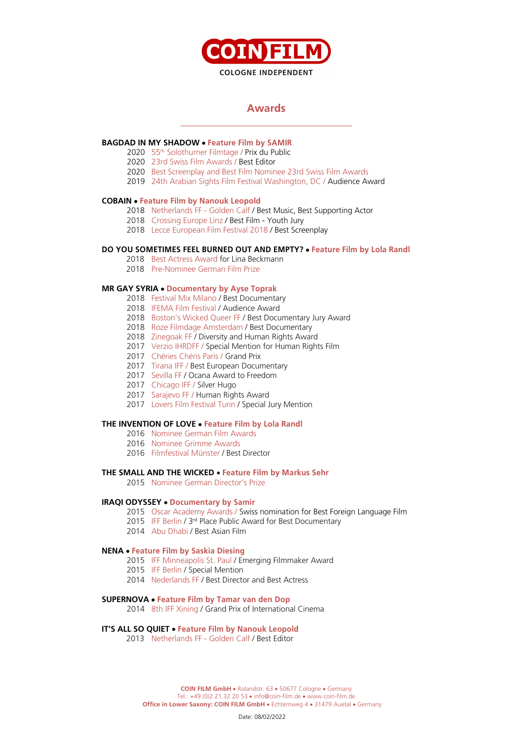# COIN FILM

COLOGNE INDEPENDENT

## Awards

**BAGDAD IN MY SHADOW • Feature Film by SAMIR**

- 2020 55th Solothurner Filmtage / Prix du Public
- 2020 23rd Swiss Film Awards / Best Editor
- 2020 Best Screenplay and Best Film Nominee 23rd Swiss Film Awards
- 2019 24th Arabian Sights Film Festival Washington, DC / Audience Award

**COBAIN • Feature Film by Nanouk Leopold**

- 2018 Netherlands FF - Golden Calf / Best Music, Best Supporting Actor
- 2018 Crossing Europe Linz / Best Film - Youth Jury
- 2018 Lecce European Film Festival 2018 / Best Screenplay

**DO YOU SOMETIMES FEEL BURNED OUT AND EMPTY? • Feature Film by Lola Randl**

- 2018 Best Actress Award for Lina Beckmann
- 2018 Pre-Nominee German Film Prize

**MR GAY SYRIA • Documentary by Ayse Toprak**

- 2018 Festival Mix Milano / Best Documentary
- 2018 IFEMA Film Festival / Audience Award
- 2018 Boston's Wicked Queer FF / Best Documentary Jury Award
- 2018 Roze Filmdage Amsterdam / Best Documentary
- 2018 Zinegoak FF / Diversity and Human Rights Award
- 2017 Verzio IHRDFF / Special Mention for Human Rights Film
- 2017 Chéries Chéris Paris / Grand Prix
- 2017 Tirana IFF / Best European Documentary
- 2017 Sevilla FF / Ocana Award to Freedom
- 2017 Chicago IFF / Silver Hugo
- 2017 Sarajevo FF / Human Rights Award
- 2017 Lovers Film Festival Turin / Special Jury Mention

**THE INVENTION OF LOVE • Feature Film by Lola Randl**

- 2016 Nominee German Film Awards
- 2016 Nominee Grimme Awards
- 2016 Filmfestival Münster / Best Director

**THE SMALL AND THE WICKED • Feature Film by Markus Sehr**

- 2015 Nominee German Director's Prize

**IRAQI ODYSSEY • Documentary by Samir**

- 2015 Oscar Academy Awards / Swiss nomination for Best Foreign Language Film
- 2015 IFF Berlin / 3rd Place Public Award for Best Documentary
- 2014 Abu Dhabi / Best Asian Film

**NENA • Feature Film by Saskia Diesing**

- 2015 IFF Minneapolis St. Paul / Emerging Filmmaker Award
- 2015 IFF Berlin / Special Mention
- 2014 Nederlands FF / Best Director and Best Actress

**SUPERNOVA • Feature Film by Tamar van den Dop**

- 2014 8th IFF Xining / Grand Prix of International Cinema

**IT'S ALL SO QUIET • Feature Film by Nanouk Leopold**

- 2013 Netherlands FF - Golden Calf / Best Editor

**COIN FILM GmbH** • Rolandstr. 63 • 50677 Cologne • Germany
Tel.: +49.(0)2 21.32 20 53 • info@coin-film.de • www.coin-film.de
**Office in Lower Saxony: COIN FILM GmbH** • Echternweg 4 • 31479 Auetal • Germany

Date: 08/02/2022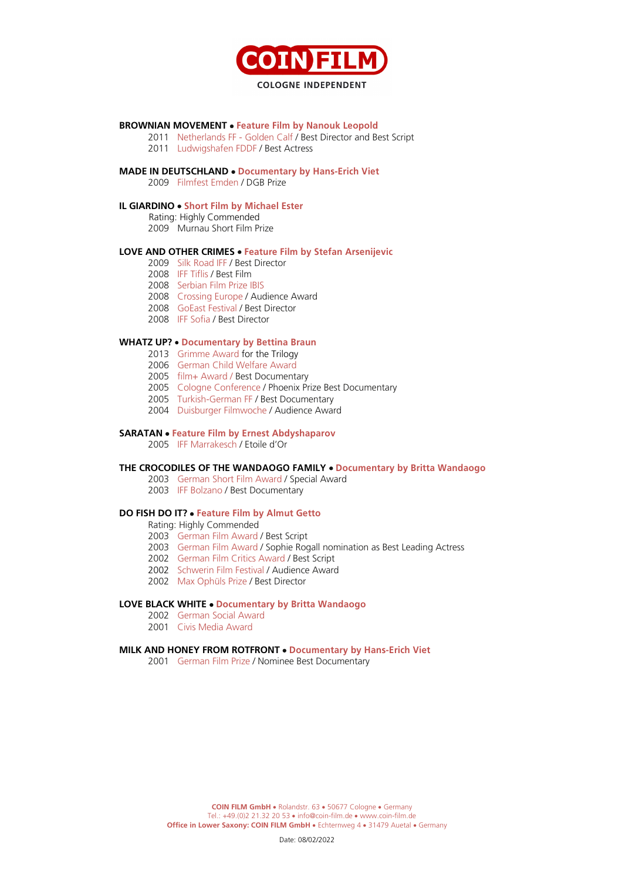COIN FILM

COGNE INDEPENDENT

**BROWNIAN MOVEMENT • Feature Film by Nanouk Leopold**

2011 Netherlands FF - Golden Calf / Best Director and Best Script
2011 Ludwigshafen FDDF / Best Actress

**MADE IN DEUTSCHLAND • Documentary by Hans-Erich Viet**

2009 Filmfest Emden / DGB Prize

**IL GIARDINO • Short Film by Michael Ester**

Rating: Highly Commended
2009 Murnau Short Film Prize

**LOVE AND OTHER CRIMES • Feature Film by Stefan Arsenijevic**

2009 Silk Road IFF / Best Director
2008 IFF Tiflis / Best Film
2008 Serbian Film Prize IBIS
2008 Crossing Europe / Audience Award
2008 GoEast Festival / Best Director
2008 IFF Sofia / Best Director

**WHATZ UP? • Documentary by Bettina Braun**

2013 Grimme Award for the Trilogy
2006 German Child Welfare Award
2005 film+ Award / Best Documentary
2005 Cologne Conference / Phoenix Prize Best Documentary
2005 Turkish-German FF / Best Documentary
2004 Duisburger Filmwoche / Audience Award

**SARATAN • Feature Film by Ernest Abdyshaparov**

2005 IFF Marrakesch / Etoile d'Or

**THE CROCODILES OF THE WANDAOGO FAMILY • Documentary by Britta Wandaogo**

2003 German Short Film Award / Special Award
2003 IFF Bolzano / Best Documentary

**DO FISH DO IT? • Feature Film by Almut Getto**

Rating: Highly Commended
2003 German Film Award / Best Script
2003 German Film Award / Sophie Rogall nomination as Best Leading Actress
2002 German Film Critics Award / Best Script
2002 Schwerin Film Festival / Audience Award
2002 Max Ophüls Prize / Best Director

**LOVE BLACK WHITE • Documentary by Britta Wandaogo**

2002 German Social Award
2001 Civis Media Award

**MILK AND HONEY FROM ROTFRONT • Documentary by Hans-Erich Viet**

2001 German Film Prize / Nominee Best Documentary

**COIN FILM GmbH** • Rolandstr. 63 • 50677 Cologne • Germany
Tel.: +49.(0)2 21.32 20 53 • info@coin-film.de • www.coin-film.de
**Office in Lower Saxony: COIN FILM GmbH** • Echternweg 4 • 31479 Auetal • Germany

Date: 08/02/2022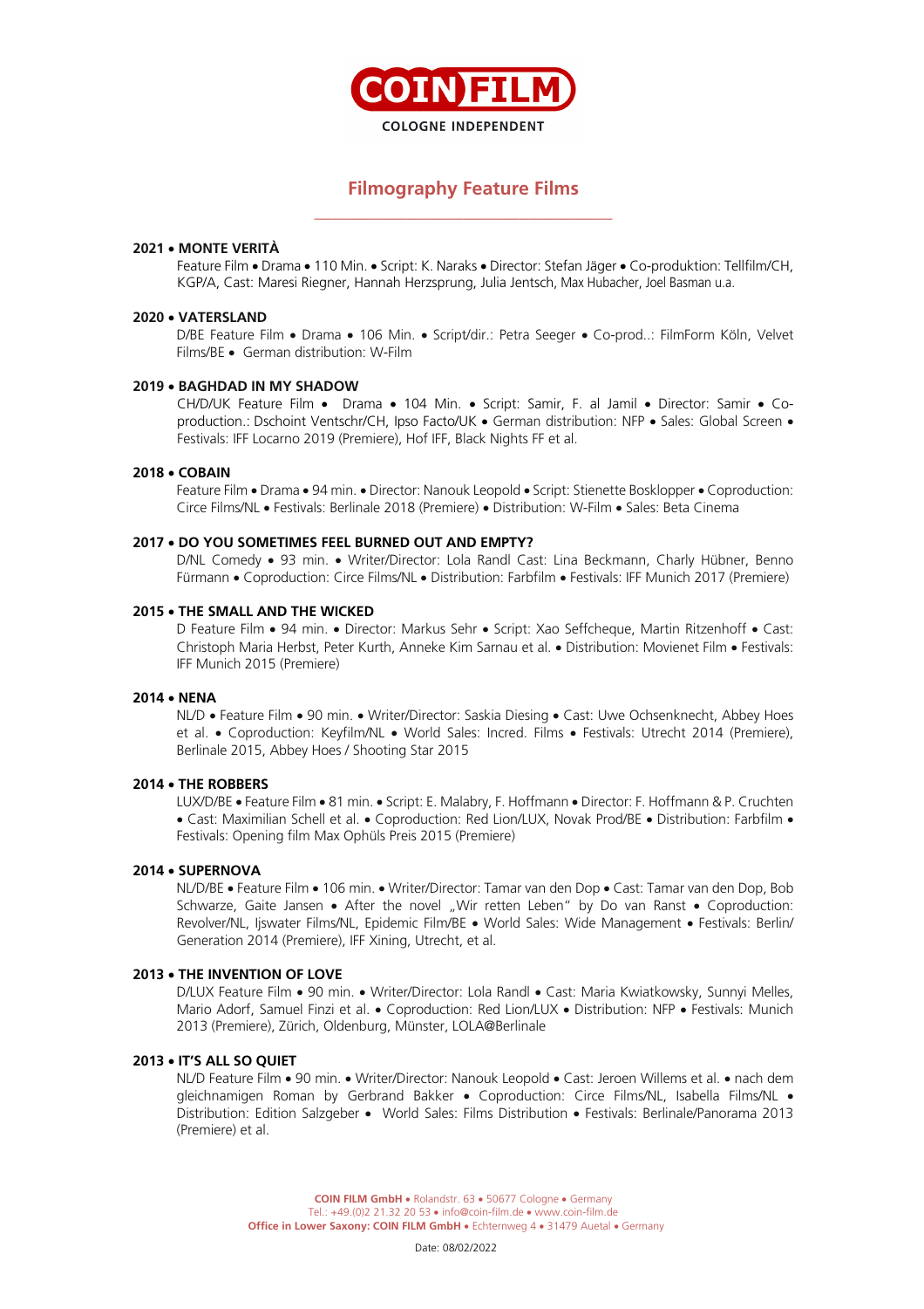**COIN FILM**
**COLOGNE INDEPENDENT**

## Filmography Feature Films

**2021 • MONTE VERITÀ**
Feature Film • Drama • 110 Min. • Script: K. Naraks • Director: Stefan Jäger • Co-produktion: Tellfilm/CH, KGP/A, Cast: Maresi Riegner, Hannah Herzsprung, Julia Jentsch, Max Hubacher, Joel Basman u.a.

**2020 • VATERSLAND**
D/BE Feature Film • Drama • 106 Min. • Script/dir.: Petra Seeger • Co-prod..: FilmForm Köln, Velvet Films/BE • German distribution: W-Film

**2019 • BAGHDAD IN MY SHADOW**
CH/D/UK Feature Film • Drama • 104 Min. • Script: Samir, F. al Jamil • Director: Samir • Co-production.: Dschoint Ventschr/CH, Ipso Facto/UK • German distribution: NFP • Sales: Global Screen • Festivals: IFF Locarno 2019 (Premiere), Hof IFF, Black Nights FF et al.

**2018 • COBAIN**
Feature Film • Drama • 94 min. • Director: Nanouk Leopold • Script: Stienette Bosklopper • Coproduction: Circe Films/NL • Festivals: Berlinale 2018 (Premiere) • Distribution: W-Film • Sales: Beta Cinema

**2017 • DO YOU SOMETIMES FEEL BURNED OUT AND EMPTY?**
D/NL Comedy • 93 min. • Writer/Director: Lola Randl Cast: Lina Beckmann, Charly Hübner, Benno Fürmann • Coproduction: Circe Films/NL • Distribution: Farbfilm • Festivals: IFF Munich 2017 (Premiere)

**2015 • THE SMALL AND THE WICKED**
D Feature Film • 94 min. • Director: Markus Sehr • Script: Xao Seffcheque, Martin Ritzenhoff • Cast: Christoph Maria Herbst, Peter Kurth, Anneke Kim Sarnau et al. • Distribution: Movienet Film • Festivals: IFF Munich 2015 (Premiere)

**2014 • NENA**
NL/D • Feature Film • 90 min. • Writer/Director: Saskia Diesing • Cast: Uwe Ochsenknecht, Abbey Hoes et al. • Coproduction: Keyfilm/NL • World Sales: Incred. Films • Festivals: Utrecht 2014 (Premiere), Berlinale 2015, Abbey Hoes / Shooting Star 2015

**2014 • THE ROBBERS**
LUX/D/BE • Feature Film • 81 min. • Script: E. Malabry, F. Hoffmann • Director: F. Hoffmann & P. Cruchten • Cast: Maximilian Schell et al. • Coproduction: Red Lion/LUX, Novak Prod/BE • Distribution: Farbfilm • Festivals: Opening film Max Ophüls Preis 2015 (Premiere)

**2014 • SUPERNOVA**
NL/D/BE • Feature Film • 106 min. • Writer/Director: Tamar van den Dop • Cast: Tamar van den Dop, Bob Schwarze, Gaite Jansen • After the novel „Wir retten Leben" by Do van Ranst • Coproduction: Revolver/NL, Ijswater Films/NL, Epidemic Film/BE • World Sales: Wide Management • Festivals: Berlin/ Generation 2014 (Premiere), IFF Xining, Utrecht, et al.

**2013 • THE INVENTION OF LOVE**
D/LUX Feature Film • 90 min. • Writer/Director: Lola Randl • Cast: Maria Kwiatkowsky, Sunnyi Melles, Mario Adorf, Samuel Finzi et al. • Coproduction: Red Lion/LUX • Distribution: NFP • Festivals: Munich 2013 (Premiere), Zürich, Oldenburg, Münster, LOLA@Berlinale

**2013 • IT'S ALL SO QUIET**
NL/D Feature Film • 90 min. • Writer/Director: Nanouk Leopold • Cast: Jeroen Willems et al. • nach dem gleichnamigen Roman by Gerbrand Bakker • Coproduction: Circe Films/NL, Isabella Films/NL • Distribution: Edition Salzgeber • World Sales: Films Distribution • Festivals: Berlinale/Panorama 2013 (Premiere) et al.

**COIN FILM GmbH** • Rolandstr. 63 • 50677 Cologne • Germany
Tel.: +49.(0)2 21.32 20 53 • info@coin-film.de • www.coin-film.de
**Office in Lower Saxony: COIN FILM GmbH** • Echternweg 4 • 31479 Auetal • Germany

Date: 08/02/2022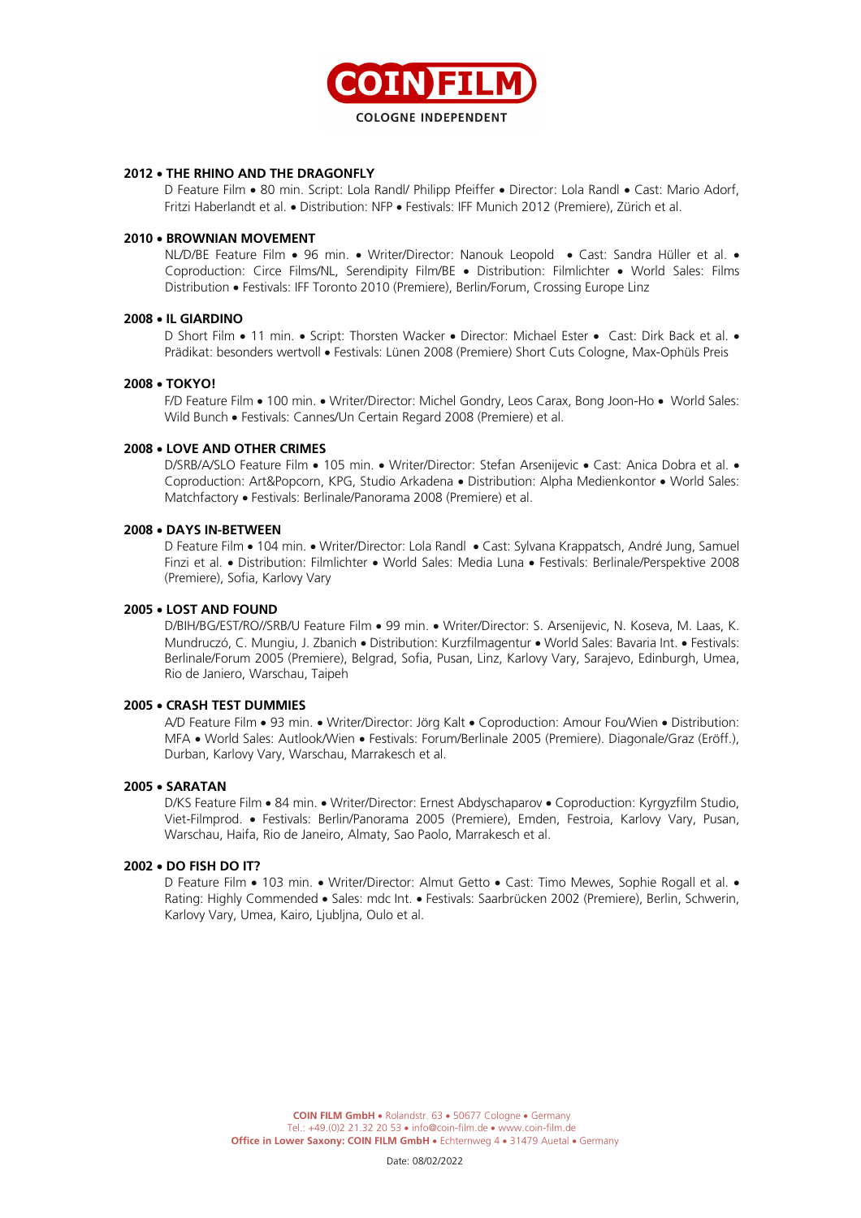**2012 • THE RHINO AND THE DRAGONFLY**

D Feature Film • 80 min. Script: Lola Randl/ Philipp Pfeiffer • Director: Lola Randl • Cast: Mario Adorf, Fritzi Haberlandt et al. • Distribution: NFP • Festivals: IFF Munich 2012 (Premiere), Zürich et al.

**2010 • BROWNIAN MOVEMENT**

NL/D/BE Feature Film • 96 min. • Writer/Director: Nanouk Leopold • Cast: Sandra Hüller et al. • Coproduction: Circe Films/NL, Serendipity Film/BE • Distribution: Filmlichter • World Sales: Films Distribution • Festivals: IFF Toronto 2010 (Premiere), Berlin/Forum, Crossing Europe Linz

**2008 • IL GIARDINO**

D Short Film • 11 min. • Script: Thorsten Wacker • Director: Michael Ester • Cast: Dirk Back et al. • Prädikat: besonders wertvoll • Festivals: Lünen 2008 (Premiere) Short Cuts Cologne, Max-Ophüls Preis

**2008 • TOKYO!**

F/D Feature Film • 100 min. • Writer/Director: Michel Gondry, Leos Carax, Bong Joon-Ho • World Sales: Wild Bunch • Festivals: Cannes/Un Certain Regard 2008 (Premiere) et al.

**2008 • LOVE AND OTHER CRIMES**

D/SRB/A/SLO Feature Film • 105 min. • Writer/Director: Stefan Arsenijevic • Cast: Anica Dobra et al. • Coproduction: Art&Popcorn, KPG, Studio Arkadena • Distribution: Alpha Medienkontor • World Sales: Matchfactory • Festivals: Berlinale/Panorama 2008 (Premiere) et al.

**2008 • DAYS IN-BETWEEN**

D Feature Film • 104 min. • Writer/Director: Lola Randl • Cast: Sylvana Krappatsch, André Jung, Samuel Finzi et al. • Distribution: Filmlichter • World Sales: Media Luna • Festivals: Berlinale/Perspektive 2008 (Premiere), Sofia, Karlovy Vary

**2005 • LOST AND FOUND**

D/BIH/BG/EST/RO//SRB/U Feature Film • 99 min. • Writer/Director: S. Arsenijevic, N. Koseva, M. Laas, K. Mundruczó, C. Mungiu, J. Zbanich • Distribution: Kurzfilmagentur • World Sales: Bavaria Int. • Festivals: Berlinale/Forum 2005 (Premiere), Belgrad, Sofia, Pusan, Linz, Karlovy Vary, Sarajevo, Edinburgh, Umea, Rio de Janeiro, Warschau, Taipeh

**2005 • CRASH TEST DUMMIES**

A/D Feature Film • 93 min. • Writer/Director: Jörg Kalt • Coproduction: Amour Fou/Wien • Distribution: MFA • World Sales: Autlook/Wien • Festivals: Forum/Berlinale 2005 (Premiere). Diagonale/Graz (Eröff.), Durban, Karlovy Vary, Warschau, Marrakesch et al.

**2005 • SARATAN**

D/KS Feature Film • 84 min. • Writer/Director: Ernest Abdyschaparov • Coproduction: Kyrgyzfilm Studio, Viet-Filmprod. • Festivals: Berlin/Panorama 2005 (Premiere), Emden, Festroia, Karlovy Vary, Pusan, Warschau, Haifa, Rio de Janeiro, Almaty, Sao Paolo, Marrakesch et al.

**2002 • DO FISH DO IT?**

D Feature Film • 103 min. • Writer/Director: Almut Getto • Cast: Timo Mewes, Sophie Rogall et al. • Rating: Highly Commended • Sales: mdc Int. • Festivals: Saarbrücken 2002 (Premiere), Berlin, Schwerin, Karlovy Vary, Umea, Kairo, Ljubljna, Oulo et al.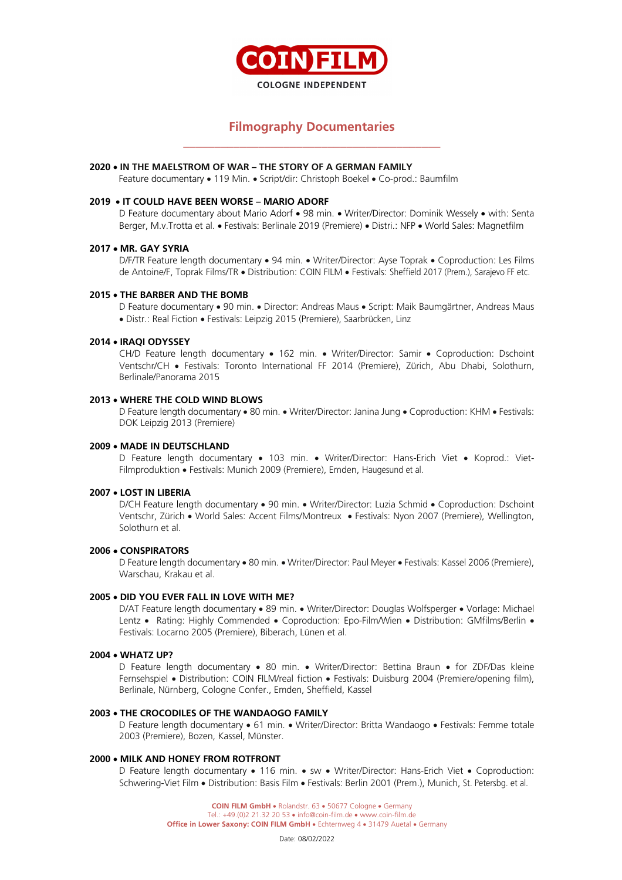COIN FILM

COLOGNE INDEPENDENT

## Filmography Documentaries

**2020 • IN THE MAELSTROM OF WAR – THE STORY OF A GERMAN FAMILY**
Feature documentary • 119 Min. • Script/dir: Christoph Boekel • Co-prod.: Baumfilm

**2019 • IT COULD HAVE BEEN WORSE – MARIO ADORF**
D Feature documentary about Mario Adorf • 98 min. • Writer/Director: Dominik Wessely • with: Senta Berger, M.v.Trotta et al. • Festivals: Berlinale 2019 (Premiere) • Distri.: NFP • World Sales: Magnetfilm

**2017 • MR. GAY SYRIA**
D/F/TR Feature length documentary • 94 min. • Writer/Director: Ayse Toprak • Coproduction: Les Films de Antoine/F, Toprak Films/TR • Distribution: COIN FILM • Festivals: Sheffield 2017 (Prem.), Sarajevo FF etc.

**2015 • THE BARBER AND THE BOMB**
D Feature documentary • 90 min. • Director: Andreas Maus • Script: Maik Baumgärtner, Andreas Maus • Distr.: Real Fiction • Festivals: Leipzig 2015 (Premiere), Saarbrücken, Linz

**2014 • IRAQI ODYSSEY**
CH/D Feature length documentary • 162 min. • Writer/Director: Samir • Coproduction: Dschoint Ventschr/CH • Festivals: Toronto International FF 2014 (Premiere), Zürich, Abu Dhabi, Solothurn, Berlinale/Panorama 2015

**2013 • WHERE THE COLD WIND BLOWS**
D Feature length documentary • 80 min. • Writer/Director: Janina Jung • Coproduction: KHM • Festivals: DOK Leipzig 2013 (Premiere)

**2009 • MADE IN DEUTSCHLAND**
D Feature length documentary • 103 min. • Writer/Director: Hans-Erich Viet • Koprod.: Viet-Filmproduktion • Festivals: Munich 2009 (Premiere), Emden, Haugesund et al.

**2007 • LOST IN LIBERIA**
D/CH Feature length documentary • 90 min. • Writer/Director: Luzia Schmid • Coproduction: Dschoint Ventschr, Zürich • World Sales: Accent Films/Montreux • Festivals: Nyon 2007 (Premiere), Wellington, Solothurn et al.

**2006 • CONSPIRATORS**
D Feature length documentary • 80 min. • Writer/Director: Paul Meyer • Festivals: Kassel 2006 (Premiere), Warschau, Krakau et al.

**2005 • DID YOU EVER FALL IN LOVE WITH ME?**
D/AT Feature length documentary • 89 min. • Writer/Director: Douglas Wolfsperger • Vorlage: Michael Lentz • Rating: Highly Commended • Coproduction: Epo-Film/Wien • Distribution: GMfilms/Berlin • Festivals: Locarno 2005 (Premiere), Biberach, Lünen et al.

**2004 • WHATZ UP?**
D Feature length documentary • 80 min. • Writer/Director: Bettina Braun • for ZDF/Das kleine Fernsehspiel • Distribution: COIN FILM/real fiction • Festivals: Duisburg 2004 (Premiere/opening film), Berlinale, Nürnberg, Cologne Confer., Emden, Sheffield, Kassel

**2003 • THE CROCODILES OF THE WANDAOGO FAMILY**
D Feature length documentary • 61 min. • Writer/Director: Britta Wandaogo • Festivals: Femme totale 2003 (Premiere), Bozen, Kassel, Münster.

**2000 • MILK AND HONEY FROM ROTFRONT**
D Feature length documentary • 116 min. • sw • Writer/Director: Hans-Erich Viet • Coproduction: Schwering-Viet Film • Distribution: Basis Film • Festivals: Berlin 2001 (Prem.), Munich, St. Petersbg. et al.

**COIN FILM GmbH** • Rolandstr. 63 • 50677 Cologne • Germany
Tel.: +49.(0)2 21.32 20 53 • info@coin-film.de • www.coin-film.de
**Office in Lower Saxony: COIN FILM GmbH** • Echternweg 4 • 31479 Auetal • Germany

Date: 08/02/2022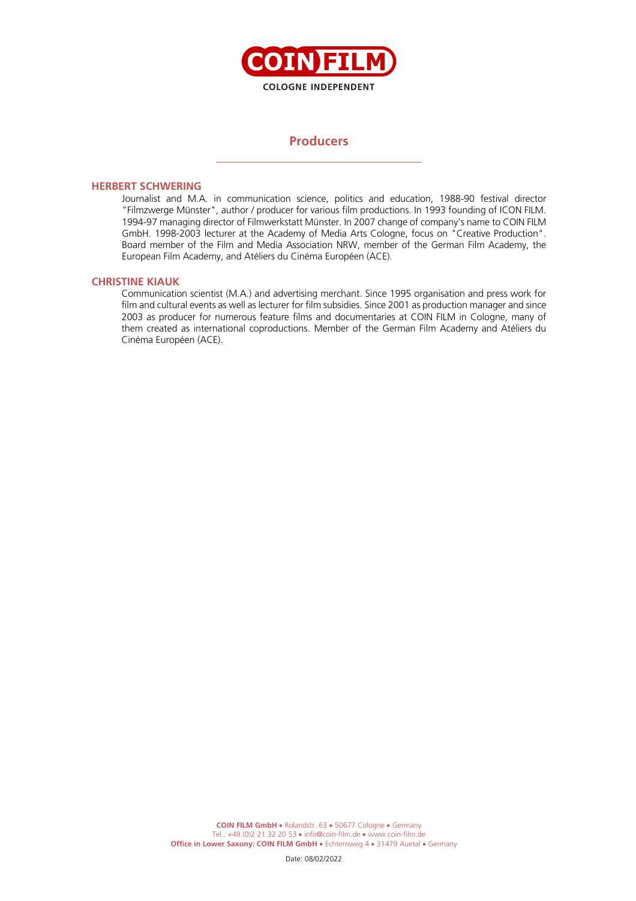## Producers

### HERBERT SCHWERING

Journalist and M.A. in communication science, politics and education, 1988-90 festival director "Filmzwerge Münster", author / producer for various film productions. In 1993 founding of ICON FILM. 1994-97 managing director of Filmwerkstatt Münster. In 2007 change of company's name to COIN FILM GmbH. 1998-2003 lecturer at the Academy of Media Arts Cologne, focus on "Creative Production". Board member of the Film and Media Association NRW, member of the German Film Academy, the European Film Academy, and Ateliers du Cinéma Européen (ACE).

### CHRISTINE KIAUK

Communication scientist (M.A.) and advertising merchant. Since 1995 organisation and press work for film and cultural events as well as lecturer for film subsidies. Since 2001 as production manager and since 2003 as producer for numerous feature films and documentaries at COIN FILM in Cologne, many of them created as international coproductions. Member of the German Film Academy and Ateliers du Cinéma Européen (ACE).